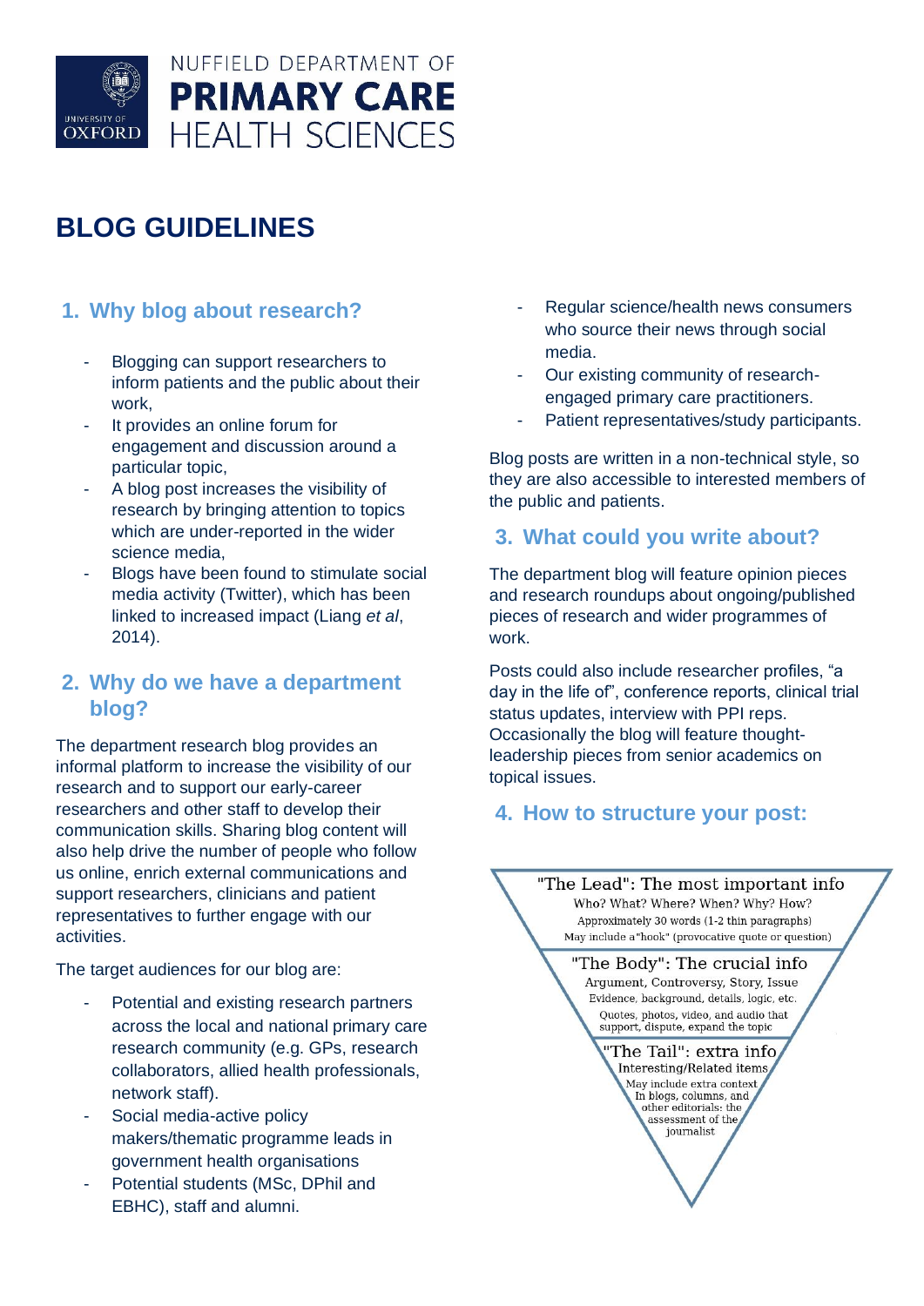NUFFIELD DEPARTMENT OF
**PRIMARY CARE**
HEALTH SCIENCES

# BLOG GUIDELINES

## 1. Why blog about research?

- Blogging can support researchers to inform patients and the public about their work,
- It provides an online forum for engagement and discussion around a particular topic,
- A blog post increases the visibility of research by bringing attention to topics which are under-reported in the wider science media,
- Blogs have been found to stimulate social media activity (Twitter), which has been linked to increased impact (Liang *et al*, 2014).

## 2. Why do we have a department blog?

The department research blog provides an informal platform to increase the visibility of our research and to support our early-career researchers and other staff to develop their communication skills. Sharing blog content will also help drive the number of people who follow us online, enrich external communications and support researchers, clinicians and patient representatives to further engage with our activities.

The target audiences for our blog are:

- Potential and existing research partners across the local and national primary care research community (e.g. GPs, research collaborators, allied health professionals, network staff).
- Social media-active policy makers/thematic programme leads in government health organisations
- Potential students (MSc, DPhil and EBHC), staff and alumni.
- Regular science/health news consumers who source their news through social media.
- Our existing community of research-engaged primary care practitioners.
- Patient representatives/study participants.

Blog posts are written in a non-technical style, so they are also accessible to interested members of the public and patients.

## 3. What could you write about?

The department blog will feature opinion pieces and research roundups about ongoing/published pieces of research and wider programmes of work.

Posts could also include researcher profiles, "a day in the life of", conference reports, clinical trial status updates, interview with PPI reps. Occasionally the blog will feature thought-leadership pieces from senior academics on topical issues.

## 4. How to structure your post:

"The Lead": The most important info
Who? What? Where? When? Why? How?
Approximately 30 words (1-2 thin paragraphs)
May include a "hook" (provocative quote or question)

"The Body": The crucial info
Argument, Controversy, Story, Issue
Evidence, background, details, logic, etc.
Quotes, photos, video, and audio that support, dispute, expand the topic

"The Tail": extra info
Interesting/Related items
May include extra context
In blogs, columns, and other editorials: the assessment of the journalist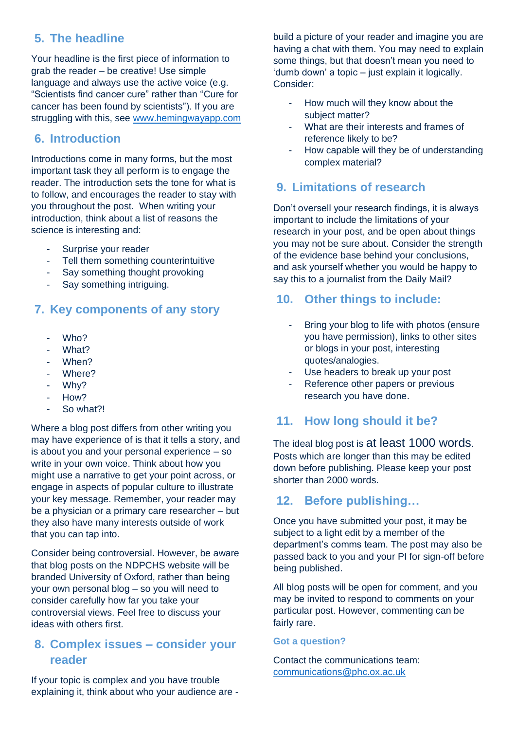## 5. The headline

Your headline is the first piece of information to grab the reader – be creative! Use simple language and always use the active voice (e.g. “Scientists find cancer cure” rather than “Cure for cancer has been found by scientists”). If you are struggling with this, see [www.hemingwayapp.com](www.hemingwayapp.com)

## 6. Introduction

Introductions come in many forms, but the most important task they all perform is to engage the reader. The introduction sets the tone for what is to follow, and encourages the reader to stay with you throughout the post. When writing your introduction, think about a list of reasons the science is interesting and:

- Surprise your reader
- Tell them something counterintuitive
- Say something thought provoking
- Say something intriguing.

## 7. Key components of any story

- Who?
- What?
- When?
- Where?
- Why?
- How?
- So what?!

Where a blog post differs from other writing you may have experience of is that it tells a story, and is about you and your personal experience – so write in your own voice. Think about how you might use a narrative to get your point across, or engage in aspects of popular culture to illustrate your key message. Remember, your reader may be a physician or a primary care researcher – but they also have many interests outside of work that you can tap into.

Consider being controversial. However, be aware that blog posts on the NDPCHS website will be branded University of Oxford, rather than being your own personal blog – so you will need to consider carefully how far you take your controversial views. Feel free to discuss your ideas with others first.

## 8. Complex issues – consider your reader

If your topic is complex and you have trouble explaining it, think about who your audience are - build a picture of your reader and imagine you are having a chat with them. You may need to explain some things, but that doesn’t mean you need to ‘dumb down’ a topic – just explain it logically. Consider:

- How much will they know about the subject matter?
- What are their interests and frames of reference likely to be?
- How capable will they be of understanding complex material?

## 9. Limitations of research

Don’t oversell your research findings, it is always important to include the limitations of your research in your post, and be open about things you may not be sure about. Consider the strength of the evidence base behind your conclusions, and ask yourself whether you would be happy to say this to a journalist from the Daily Mail?

## 10. Other things to include:

- Bring your blog to life with photos (ensure you have permission), links to other sites or blogs in your post, interesting quotes/analogies.
- Use headers to break up your post
- Reference other papers or previous research you have done.

## 11. How long should it be?

The ideal blog post is at least 1000 words. Posts which are longer than this may be edited down before publishing. Please keep your post shorter than 2000 words.

## 12. Before publishing…

Once you have submitted your post, it may be subject to a light edit by a member of the department’s comms team. The post may also be passed back to you and your PI for sign-off before being published.

All blog posts will be open for comment, and you may be invited to respond to comments on your particular post. However, commenting can be fairly rare.

**Got a question?**

Contact the communications team: [communications@phc.ox.ac.uk](mailto:communications@phc.ox.ac.uk)